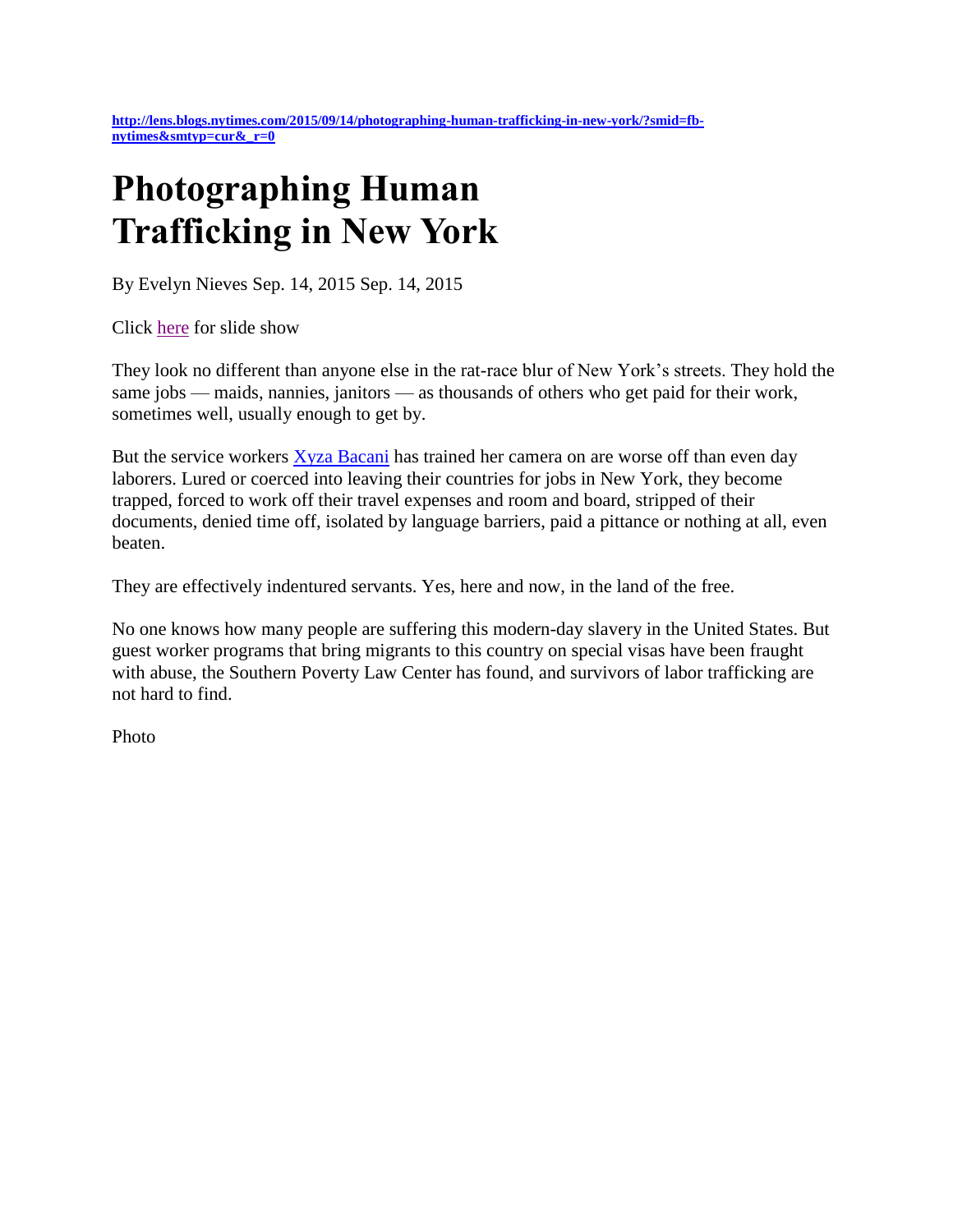http://lens.blogs.nytimes.com/2015/09/14/photographing-human-trafficking-in-new-york/?smid=fb-nytimes&smtyp=cur&_r=0

# Photographing Human Trafficking in New York

By Evelyn Nieves Sep. 14, 2015 Sep. 14, 2015

Click here for slide show

They look no different than anyone else in the rat-race blur of New York's streets. They hold the same jobs — maids, nannies, janitors — as thousands of others who get paid for their work, sometimes well, usually enough to get by.

But the service workers Xyza Bacani has trained her camera on are worse off than even day laborers. Lured or coerced into leaving their countries for jobs in New York, they become trapped, forced to work off their travel expenses and room and board, stripped of their documents, denied time off, isolated by language barriers, paid a pittance or nothing at all, even beaten.

They are effectively indentured servants. Yes, here and now, in the land of the free.

No one knows how many people are suffering this modern-day slavery in the United States. But guest worker programs that bring migrants to this country on special visas have been fraught with abuse, the Southern Poverty Law Center has found, and survivors of labor trafficking are not hard to find.

Photo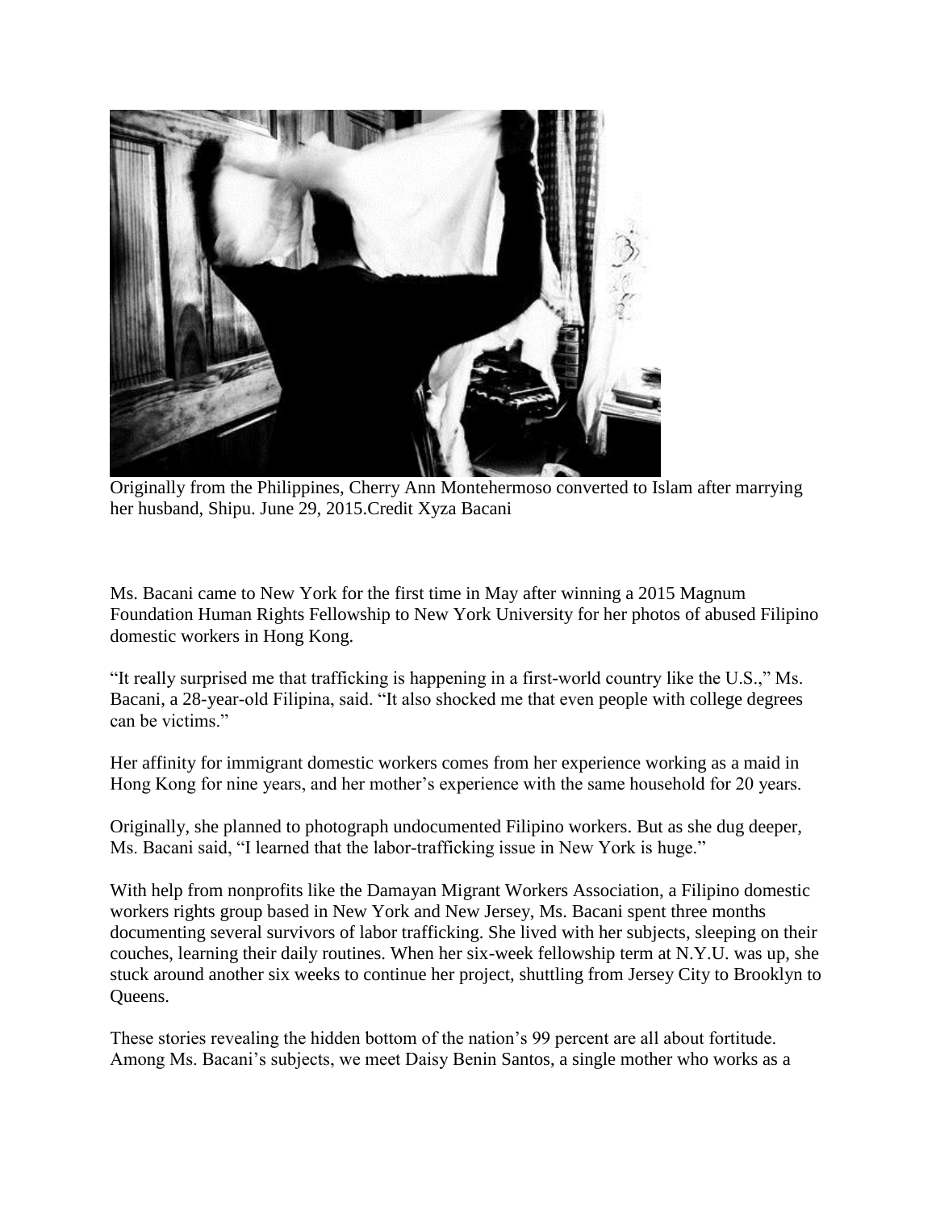Originally from the Philippines, Cherry Ann Montehermoso converted to Islam after marrying her husband, Shipu. June 29, 2015.Credit Xyza Bacani

Ms. Bacani came to New York for the first time in May after winning a 2015 Magnum Foundation Human Rights Fellowship to New York University for her photos of abused Filipino domestic workers in Hong Kong.

"It really surprised me that trafficking is happening in a first-world country like the U.S.," Ms. Bacani, a 28-year-old Filipina, said. "It also shocked me that even people with college degrees can be victims."

Her affinity for immigrant domestic workers comes from her experience working as a maid in Hong Kong for nine years, and her mother's experience with the same household for 20 years.

Originally, she planned to photograph undocumented Filipino workers. But as she dug deeper, Ms. Bacani said, "I learned that the labor-trafficking issue in New York is huge."

With help from nonprofits like the Damayan Migrant Workers Association, a Filipino domestic workers rights group based in New York and New Jersey, Ms. Bacani spent three months documenting several survivors of labor trafficking. She lived with her subjects, sleeping on their couches, learning their daily routines. When her six-week fellowship term at N.Y.U. was up, she stuck around another six weeks to continue her project, shuttling from Jersey City to Brooklyn to Queens.

These stories revealing the hidden bottom of the nation's 99 percent are all about fortitude. Among Ms. Bacani's subjects, we meet Daisy Benin Santos, a single mother who works as a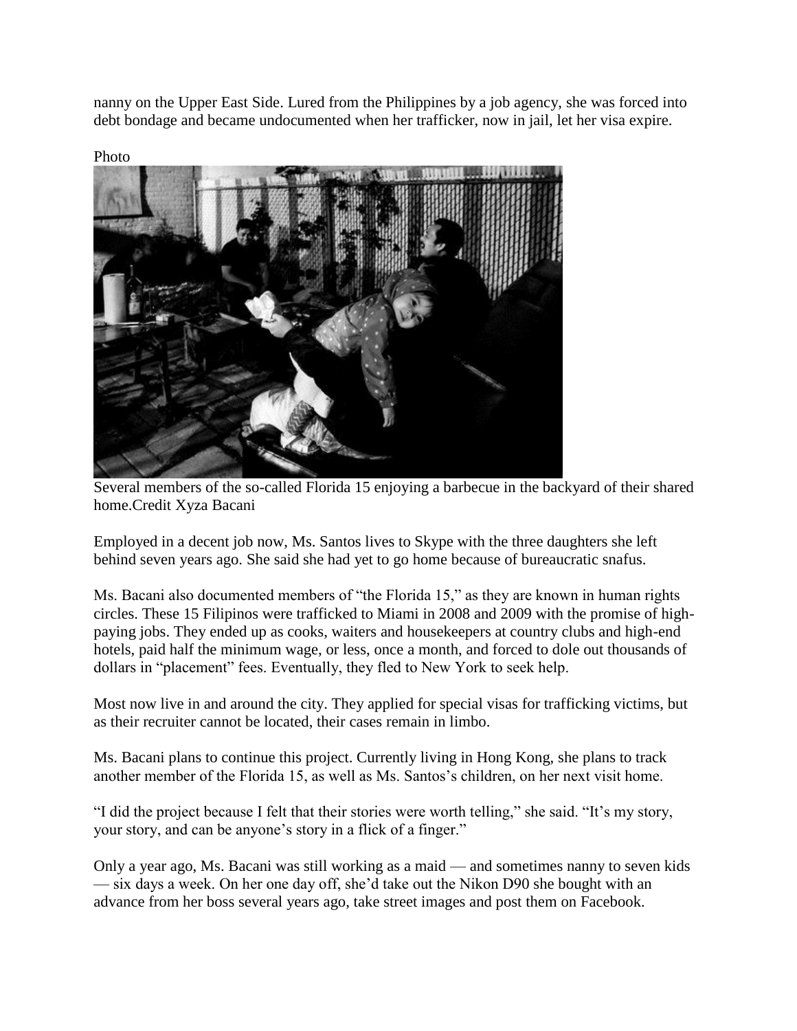nanny on the Upper East Side. Lured from the Philippines by a job agency, she was forced into debt bondage and became undocumented when her trafficker, now in jail, let her visa expire.

Photo

Several members of the so-called Florida 15 enjoying a barbecue in the backyard of their shared home.Credit Xyza Bacani

Employed in a decent job now, Ms. Santos lives to Skype with the three daughters she left behind seven years ago. She said she had yet to go home because of bureaucratic snafus.

Ms. Bacani also documented members of "the Florida 15," as they are known in human rights circles. These 15 Filipinos were trafficked to Miami in 2008 and 2009 with the promise of high-paying jobs. They ended up as cooks, waiters and housekeepers at country clubs and high-end hotels, paid half the minimum wage, or less, once a month, and forced to dole out thousands of dollars in "placement" fees. Eventually, they fled to New York to seek help.

Most now live in and around the city. They applied for special visas for trafficking victims, but as their recruiter cannot be located, their cases remain in limbo.

Ms. Bacani plans to continue this project. Currently living in Hong Kong, she plans to track another member of the Florida 15, as well as Ms. Santos's children, on her next visit home.

"I did the project because I felt that their stories were worth telling," she said. "It's my story, your story, and can be anyone's story in a flick of a finger."

Only a year ago, Ms. Bacani was still working as a maid — and sometimes nanny to seven kids — six days a week. On her one day off, she'd take out the Nikon D90 she bought with an advance from her boss several years ago, take street images and post them on Facebook.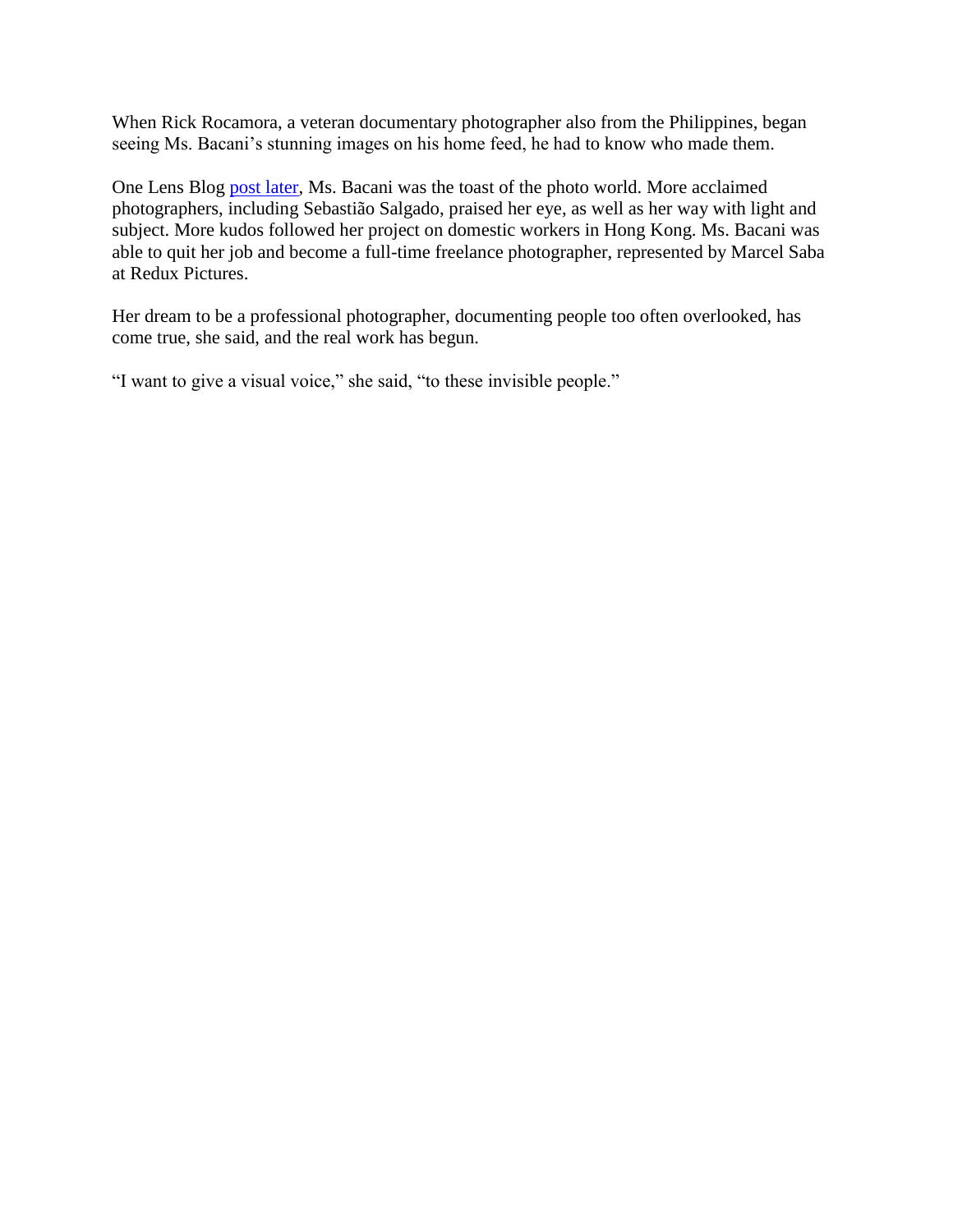When Rick Rocamora, a veteran documentary photographer also from the Philippines, began seeing Ms. Bacani's stunning images on his home feed, he had to know who made them.

One Lens Blog post later, Ms. Bacani was the toast of the photo world. More acclaimed photographers, including Sebastião Salgado, praised her eye, as well as her way with light and subject. More kudos followed her project on domestic workers in Hong Kong. Ms. Bacani was able to quit her job and become a full-time freelance photographer, represented by Marcel Saba at Redux Pictures.

Her dream to be a professional photographer, documenting people too often overlooked, has come true, she said, and the real work has begun.

"I want to give a visual voice," she said, "to these invisible people."